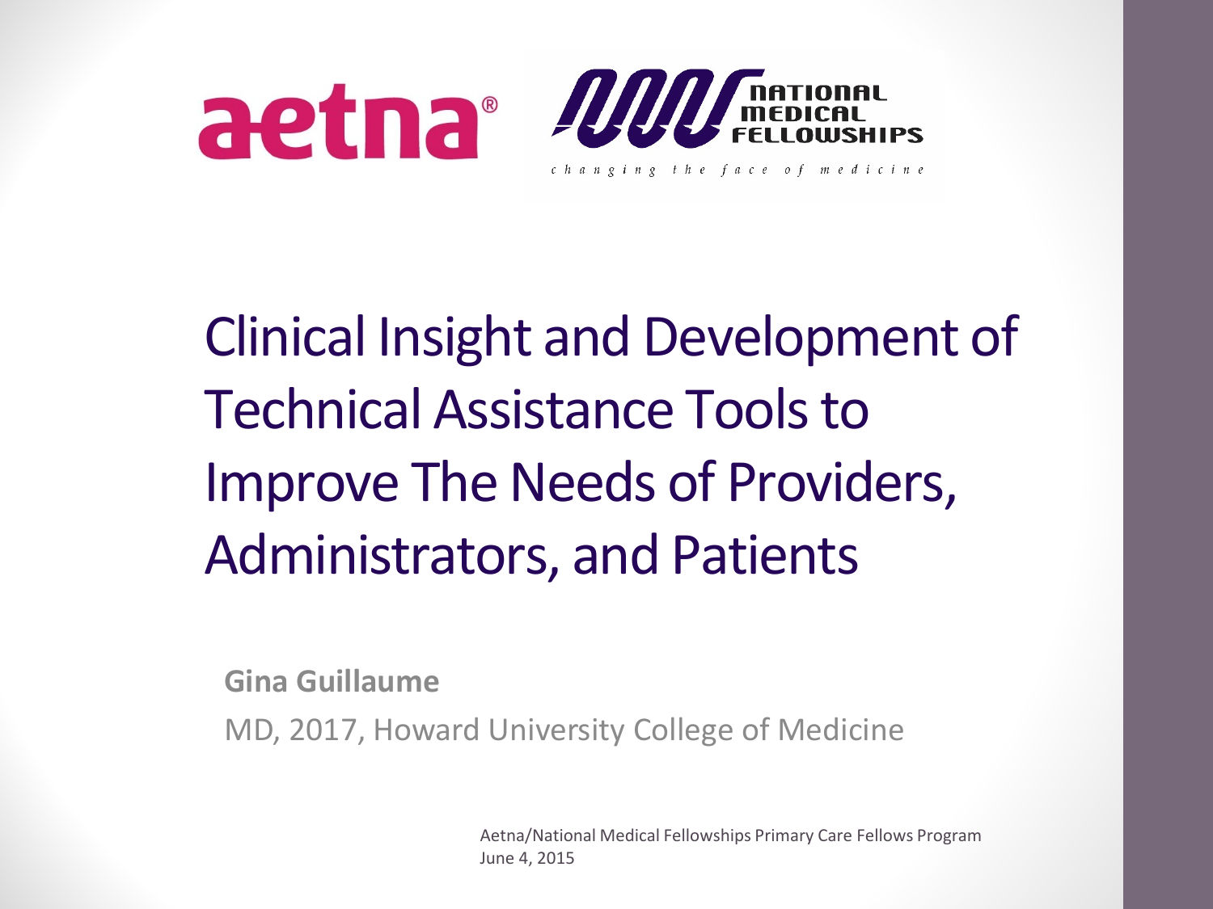aetna®

NATIONAL MEDICAL FELLOWSHIPS

*changing the face of medicine*

# Clinical Insight and Development of Technical Assistance Tools to Improve The Needs of Providers, Administrators, and Patients

**Gina Guillaume**

MD, 2017, Howard University College of Medicine

Aetna/National Medical Fellowships Primary Care Fellows Program
June 4, 2015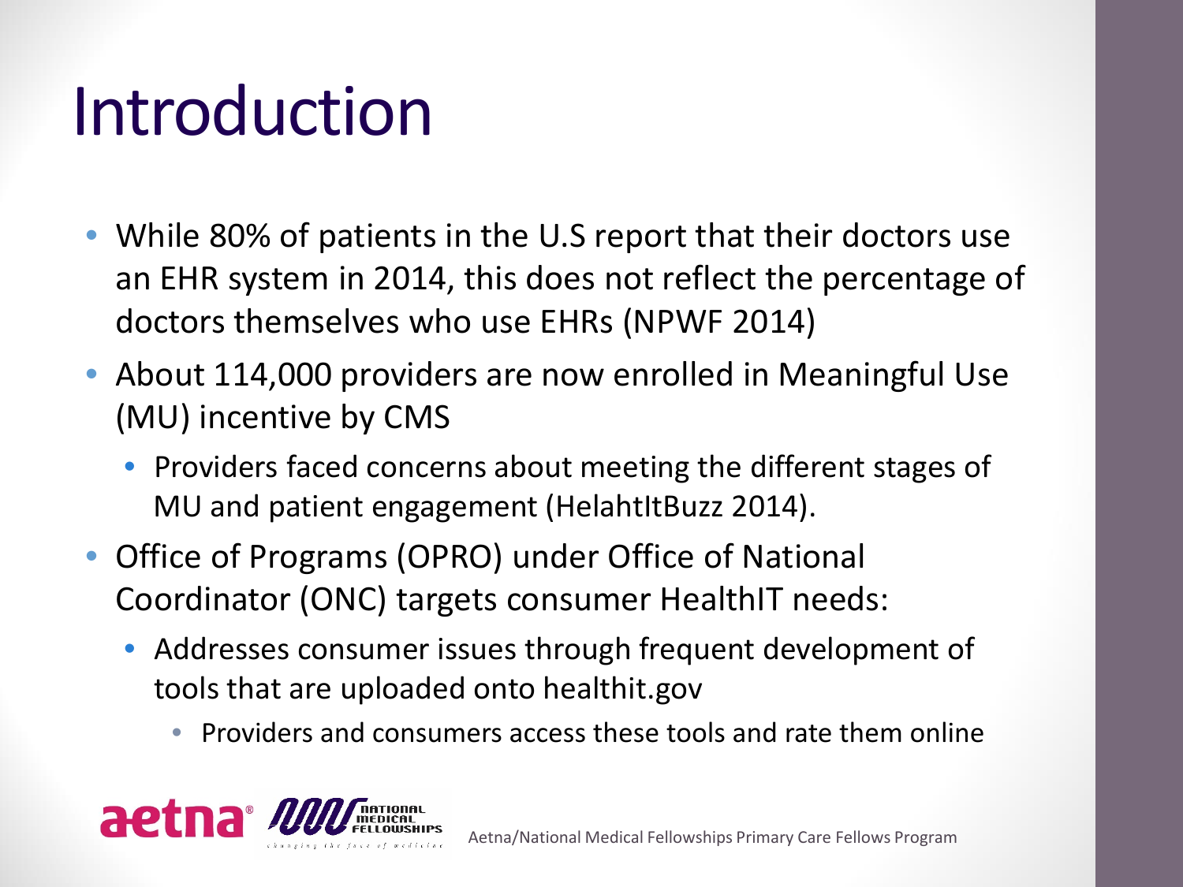# Introduction

- While 80% of patients in the U.S report that their doctors use an EHR system in 2014, this does not reflect the percentage of doctors themselves who use EHRs (NPWF 2014)
- About 114,000 providers are now enrolled in Meaningful Use (MU) incentive by CMS
  - Providers faced concerns about meeting the different stages of MU and patient engagement (HelahtItBuzz 2014).
- Office of Programs (OPRO) under Office of National Coordinator (ONC) targets consumer HealthIT needs:
  - Addresses consumer issues through frequent development of tools that are uploaded onto healthit.gov
    - Providers and consumers access these tools and rate them online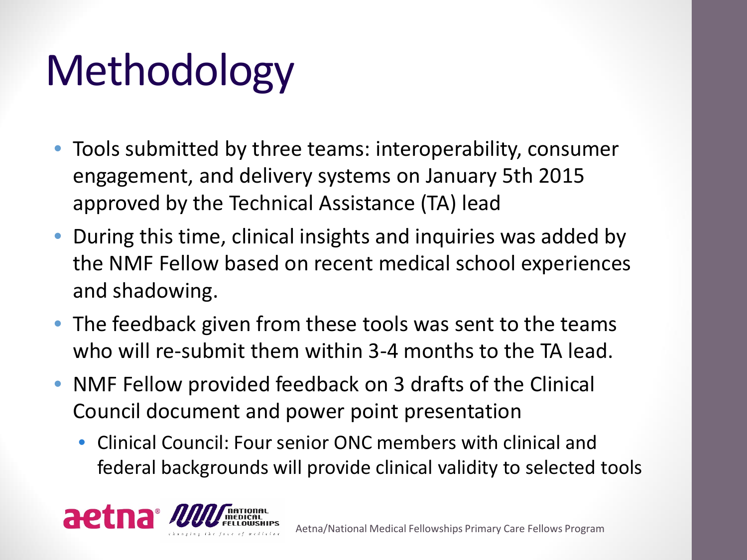# Methodology

- Tools submitted by three teams: interoperability, consumer engagement, and delivery systems on January 5th 2015 approved by the Technical Assistance (TA) lead
- During this time, clinical insights and inquiries was added by the NMF Fellow based on recent medical school experiences and shadowing.
- The feedback given from these tools was sent to the teams who will re-submit them within 3-4 months to the TA lead.
- NMF Fellow provided feedback on 3 drafts of the Clinical Council document and power point presentation
  - Clinical Council: Four senior ONC members with clinical and federal backgrounds will provide clinical validity to selected tools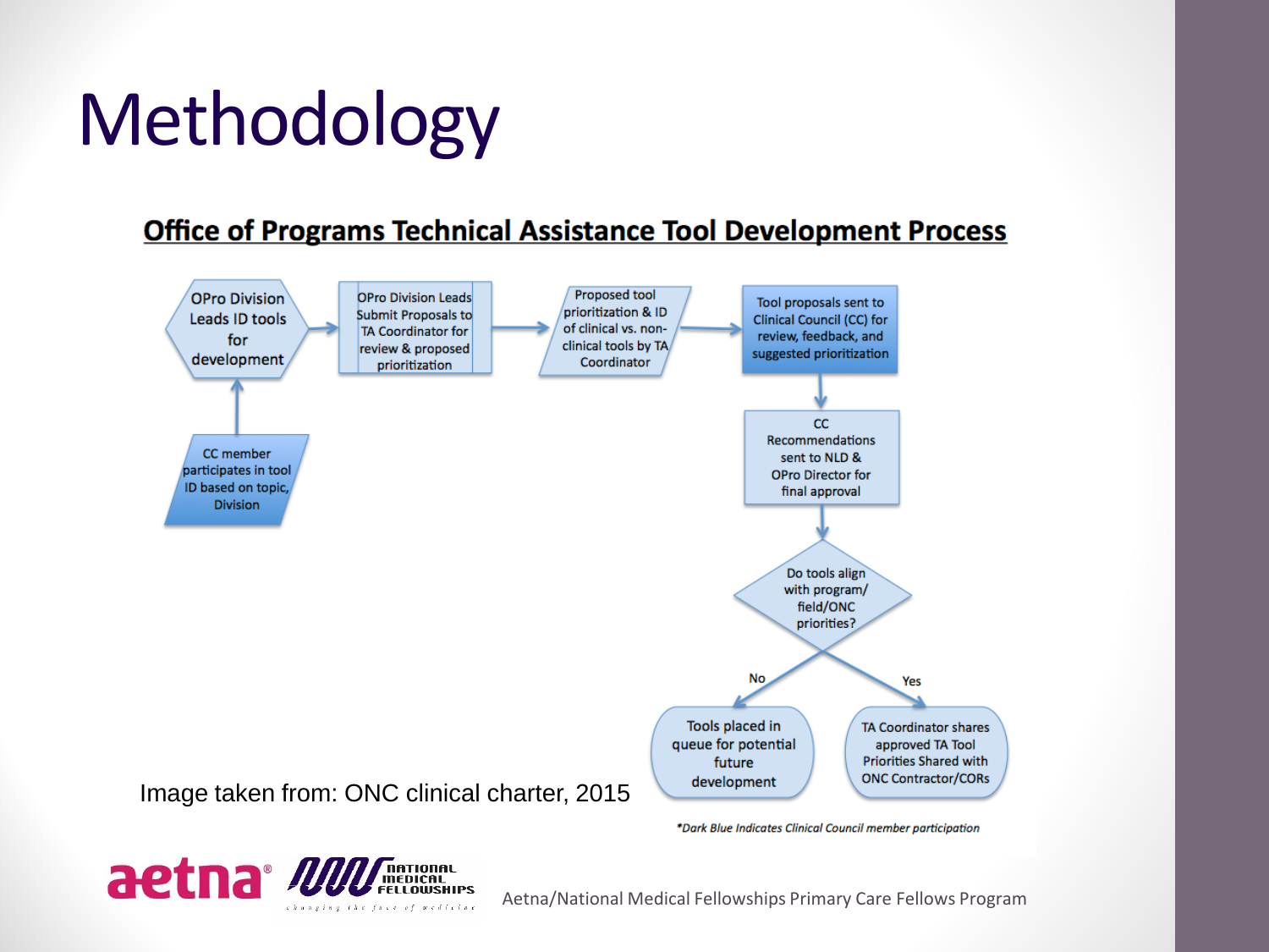# Methodology

## Office of Programs Technical Assistance Tool Development Process

OPro Division Leads ID tools for development

OPro Division Leads Submit Proposals to TA Coordinator for review & proposed prioritization

Proposed tool prioritization & ID of clinical vs. non-clinical tools by TA Coordinator

Tool proposals sent to Clinical Council (CC) for review, feedback, and suggested prioritization

CC Recommendations sent to NLD & OPro Director for final approval

Do tools align with program/ field/ONC priorities?

No: Tools placed in queue for potential future development

Yes: TA Coordinator shares approved TA Tool Priorities Shared with ONC Contractor/CORs

CC member participates in tool ID based on topic, Division

Image taken from: ONC clinical charter, 2015

*\*Dark Blue Indicates Clinical Council member participation*

Aetna/National Medical Fellowships Primary Care Fellows Program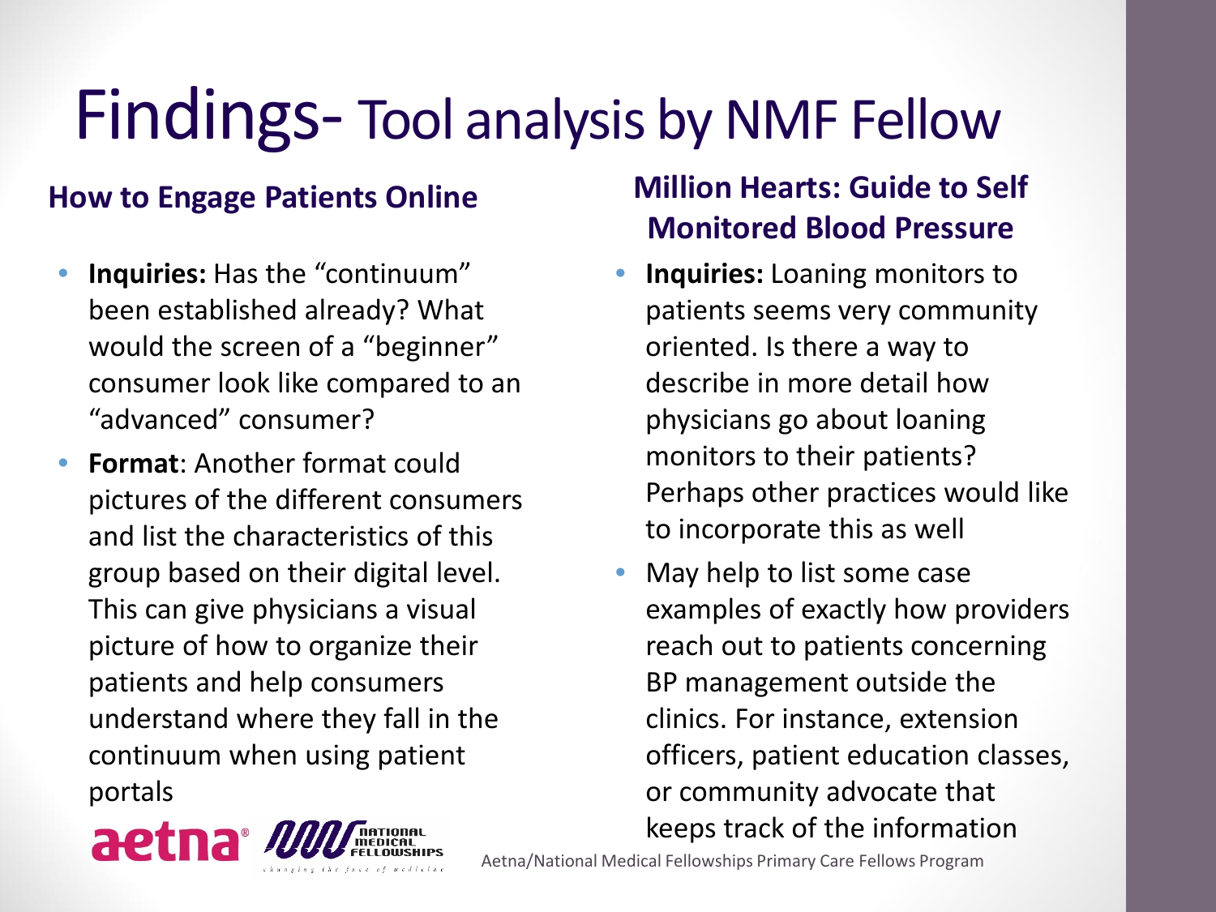# Findings- Tool analysis by NMF Fellow

## How to Engage Patients Online

- **Inquiries:** Has the "continuum" been established already? What would the screen of a "beginner" consumer look like compared to an "advanced" consumer?
- **Format**: Another format could pictures of the different consumers and list the characteristics of this group based on their digital level. This can give physicians a visual picture of how to organize their patients and help consumers understand where they fall in the continuum when using patient portals

## Million Hearts: Guide to Self Monitored Blood Pressure

- **Inquiries:** Loaning monitors to patients seems very community oriented. Is there a way to describe in more detail how physicians go about loaning monitors to their patients? Perhaps other practices would like to incorporate this as well
- May help to list some case examples of exactly how providers reach out to patients concerning BP management outside the clinics. For instance, extension officers, patient education classes, or community advocate that keeps track of the information

Aetna/National Medical Fellowships Primary Care Fellows Program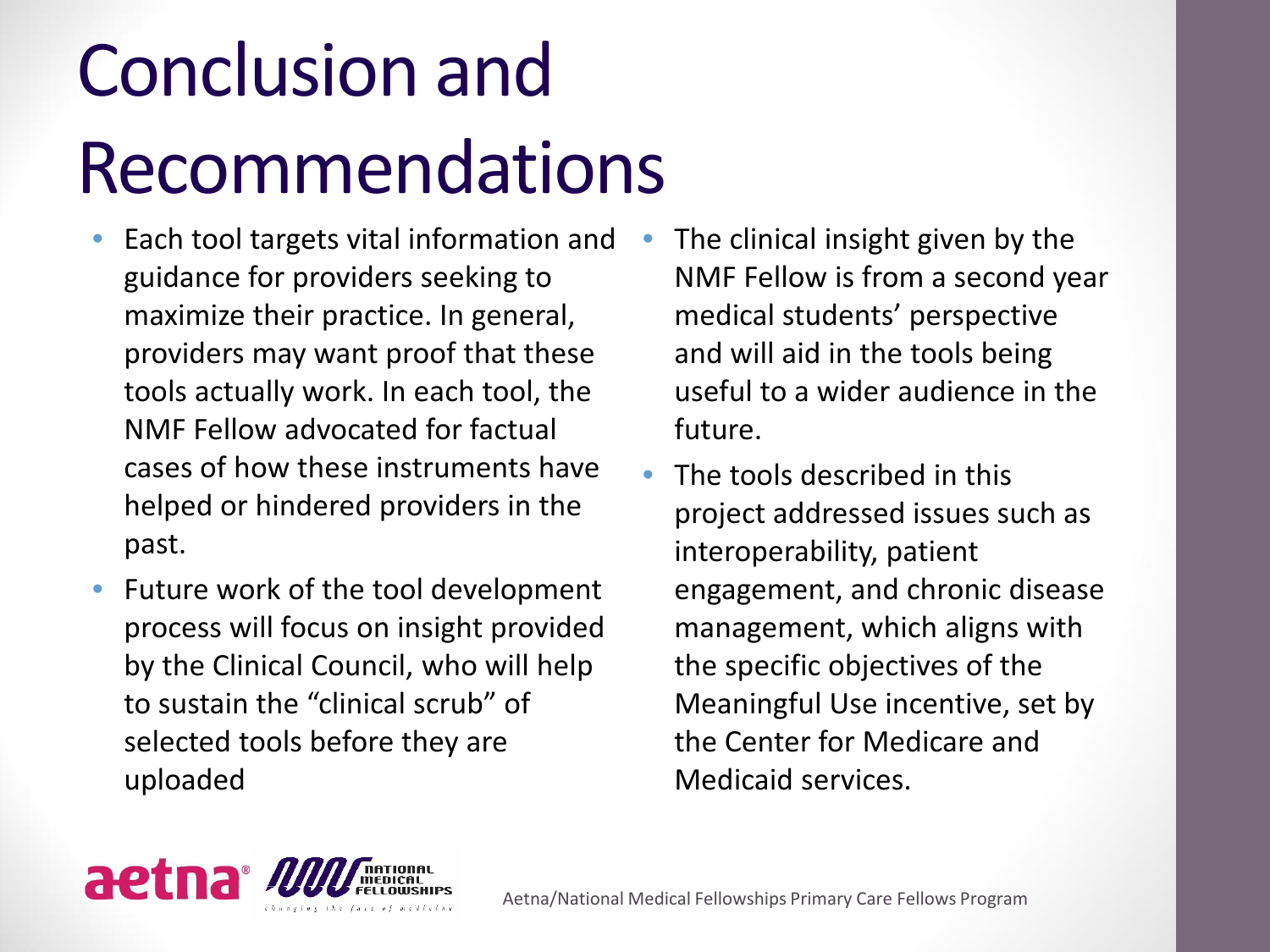# Conclusion and Recommendations

- Each tool targets vital information and guidance for providers seeking to maximize their practice. In general, providers may want proof that these tools actually work. In each tool, the NMF Fellow advocated for factual cases of how these instruments have helped or hindered providers in the past.
- Future work of the tool development process will focus on insight provided by the Clinical Council, who will help to sustain the "clinical scrub" of selected tools before they are uploaded
- The clinical insight given by the NMF Fellow is from a second year medical students' perspective and will aid in the tools being useful to a wider audience in the future.
- The tools described in this project addressed issues such as interoperability, patient engagement, and chronic disease management, which aligns with the specific objectives of the Meaningful Use incentive, set by the Center for Medicare and Medicaid services.

aetna® NATIONAL MEDICAL FELLOWSHIPS *changing the face of medicine*

Aetna/National Medical Fellowships Primary Care Fellows Program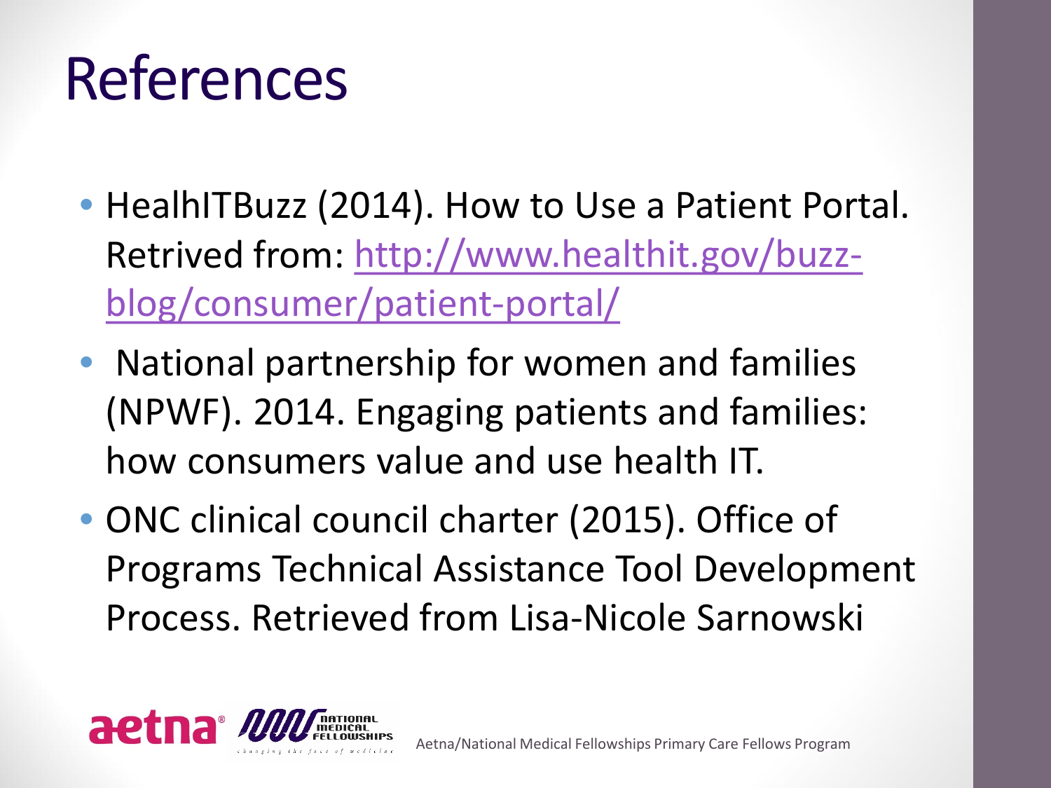# References

- HealhITBuzz (2014). How to Use a Patient Portal. Retrived from: [http://www.healthit.gov/buzz-blog/consumer/patient-portal/](http://www.healthit.gov/buzz-blog/consumer/patient-portal/)
- National partnership for women and families (NPWF). 2014. Engaging patients and families: how consumers value and use health IT.
- ONC clinical council charter (2015). Office of Programs Technical Assistance Tool Development Process. Retrieved from Lisa-Nicole Sarnowski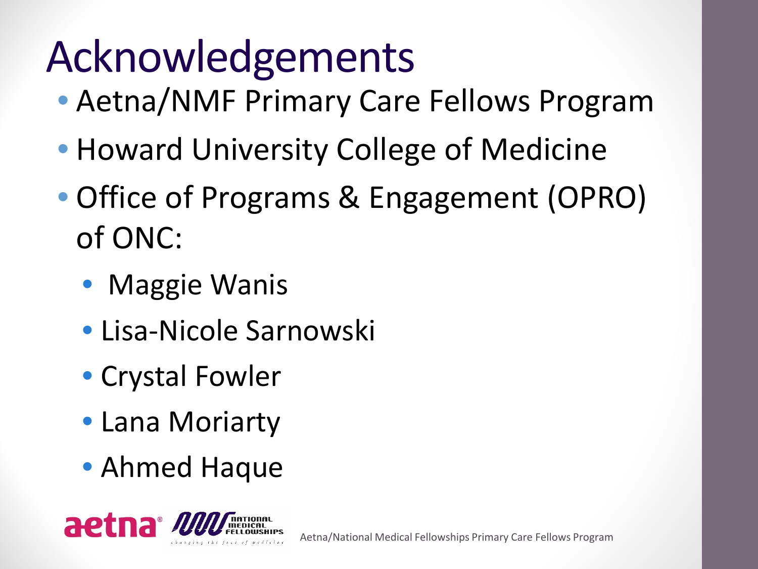# Acknowledgements

- Aetna/NMF Primary Care Fellows Program
- Howard University College of Medicine
- Office of Programs & Engagement (OPRO) of ONC:
  - Maggie Wanis
  - Lisa-Nicole Sarnowski
  - Crystal Fowler
  - Lana Moriarty
  - Ahmed Haque